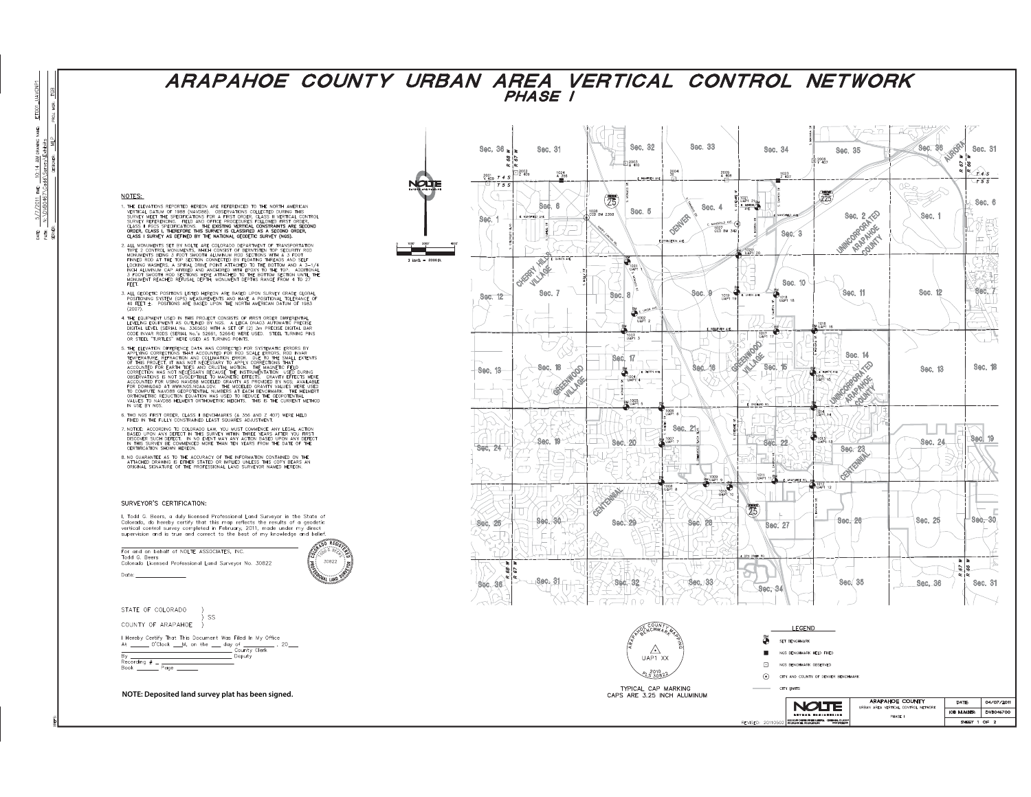# ARAPAHOE COUNTY URBAN AREA VERTICAL CONTROL NETWORK
## PHASE I

### NOTES:

1. THE ELEVATIONS REPORTED HEREON ARE REFERENCED TO THE NORTH AMERICAN VERTICAL DATUM OF 1988 (NAVD88). OBSERVATIONS COLLECTED DURING THIS SURVEY MEET THE SPECIFICATIONS FOR A FIRST ORDER, CLASS II VERTICAL CONTROL SURVEY REFERENCING. FIELD AND OFFICE PROCEDURES FOLLOWED FIRST ORDER, CLASS II FGCS SPECIFICATIONS. THE EXISTING VERTICAL CONSTRAINTS ARE SECOND ORDER, CLASS I, THEREFORE THIS SURVEY IS CLASSIFIED AS A SECOND ORDER, CLASS I SURVEY AS DEFINED BY THE NATIONAL GEODETIC SURVEY (NGS).
2. ALL MONUMENTS SET BY NOLTE ARE COLORADO DEPARTMENT OF TRANSPORTATION TYPE 2 CONTROL MONUMENTS, WHICH CONSIST OF BERNTSEN TOP SECURITY ROD MONUMENTS BEING 3 FOOT SMOOTH ALUMINUM ROD SECTIONS WITH A 3 FOOT FINNED ROD AT THE TOP SECTION CONNECTED BY FLOATING THREADS AND SELF LOCKING WASHERS, A SPIRAL DRIVE POINT ATTACHED TO THE BOTTOM AND A 3-1/4 INCH ALUMINUM CAP AFFIXED AND ANCHORED WITH EPOXY TO THE TOP. ADDITIONAL 3 FOOT SMOOTH ROD SECTIONS WERE ATTACHED TO THE BOTTOM SECTION UNTIL THE MONUMENT REACHED REFUSAL DEPTH. MONUMENT DEPTHS RANGE FROM 4 TO 27 FEET.
3. ALL GEODETIC POSITIONS LISTED HEREON ARE BASED UPON SURVEY GRADE GLOBAL POSITIONING SYSTEM (GPS) MEASUREMENTS AND HAVE A POSITIONAL TOLERANCE OF 40 FEET ±. POSITIONS ARE BASED UPON THE NORTH AMERICAN DATUM OF 1983 (2007).
4. THE EQUIPMENT USED IN THIS PROJECT CONSISTS OF FIRST ORDER DIFFERENTIAL LEVELING EQUIPMENT AS OUTLINED BY NGS. A LEICA DNA03 AUTOMATIC PRECISE DIGITAL LEVEL (SERIAL No. 336565) WITH A SET OF (2) 3m PRECISE DIGITAL BAR CODE INVAR RODS (SERIAL No.'s 52661, 52664) WERE USED. STEEL TURNING PINS OR STEEL "TURTLES" WERE USED AS TURNING POINTS.
5. THE ELEVATION DIFFERENCE DATA WAS CORRECTED FOR SYSTEMATIC ERRORS BY APPLYING CORRECTIONS THAT ACCOUNTED FOR ROD SCALE ERRORS, ROD INVAR TEMPERATURE, REFRACTION AND COLLIMATION ERROR. DUE TO THE SMALL EXTENTS OF THIS PROJECT, IT WAS NOT NECESSARY TO APPLY CORRECTIONS THAT ACCOUNTED FOR EARTH TIDES AND CRUSTAL MOTION. THE MAGNETIC FIELD CORRECTION WAS NOT NECESSARY BECAUSE THE INSTRUMENTATION USED DURING OBSERVATIONS IS NOT SUSCEPTIBLE TO MAGNETIC EFFECTS. GRAVITY EFFECTS WERE ACCOUNTED FOR USING NAVD88 MODELED GRAVITY AS PROVIDED BY NGS, AVAILABLE FOR DOWNLOAD AT WWW.NGS.NOAA.GOV. THE MODELED GRAVITY VALUES WERE USED TO COMPUTE NAVD88 GEOPOTENTIAL NUMBERS AT EACH BENCHMARK. THE HELMERT ORTHOMETRIC REDUCTION EQUATION WAS USED TO REDUCE THE GEOPOTENTIAL VALUES TO NAVD88 HELMERT ORTHOMETRIC HEIGHTS. THIS IS THE CURRENT METHOD IN USE BY NGS.
6. TWO NGS FIRST ORDER, CLASS II BENCHMARKS (A 356 AND Z 407) WERE HELD FIXED IN THE FULLY CONSTRAINED LEAST SQUARES ADJUSTMENT.
7. NOTICE: ACCORDING TO COLORADO LAW, YOU MUST COMMENCE ANY LEGAL ACTION BASED UPON ANY DEFECT IN THIS SURVEY WITHIN THREE YEARS AFTER YOU FIRST DISCOVER SUCH DEFECT. IN NO EVENT MAY ANY ACTION BASED UPON ANY DEFECT IN THIS SURVEY BE COMMENCED MORE THAN TEN YEARS FROM THE DATE OF THE CERTIFICATION SHOWN HEREON.
8. NO GUARANTEE AS TO THE ACCURACY OF THE INFORMATION CONTAINED ON THE ATTACHED DRAWING IS EITHER STATED OR IMPLIED UNLESS THIS COPY BEARS AN ORIGINAL SIGNATURE OF THE PROFESSIONAL LAND SURVEYOR NAMED HEREON.

### SURVEYOR'S CERTIFICATION:

I, Todd G. Beers, a duly licensed Professional Land Surveyor in the State of Colorado, do hereby certify that this map reflects the results of a geodetic vertical control survey completed in February, 2011, made under my direct supervision and is true and correct to the best of my knowledge and belief.

For and on behalf of NOLTE ASSOCIATES, INC.
Todd G. Beers
Colorado Licensed Professional Land Surveyor No. 30822

Date: ____________

STATE OF COLORADO )
) SS
COUNTY OF ARAPAHOE )

I Hereby Certify That This Document Was Filed In My Office
At ______ O'Clock ___M, on the ___ day of __________, 20___
__________________ County Clerk
By __________________ Deputy
Recording # __________
Book ______ Page ______

**NOTE: Deposited land survey plat has been signed.**

1 inch = 3000 ft.

TYPICAL CAP MARKING
CAPS ARE 3.25 INCH ALUMINUM

ARAPAHOE COUNTY BENCHMARK MAPPING — UAP1 XX — 2010 PLS 30822

### LEGEND

- SET BENCHMARK
- NGS BENCHMARK HELD FIXED
- NGS BENCHMARK OBSERVED
- CITY AND COUNTY OF DENVER BENCHMARK
- CITY LIMITS

| ARAPAHOE COUNTY | DATE | 04/07/2011 |
|---|---|---|
| URBAN AREA VERTICAL CONTROL NETWORK | JOB NUMBER: | DVB046700 |
| PHASE I | SHEET 1 OF 2 | |

REVISED: 20110502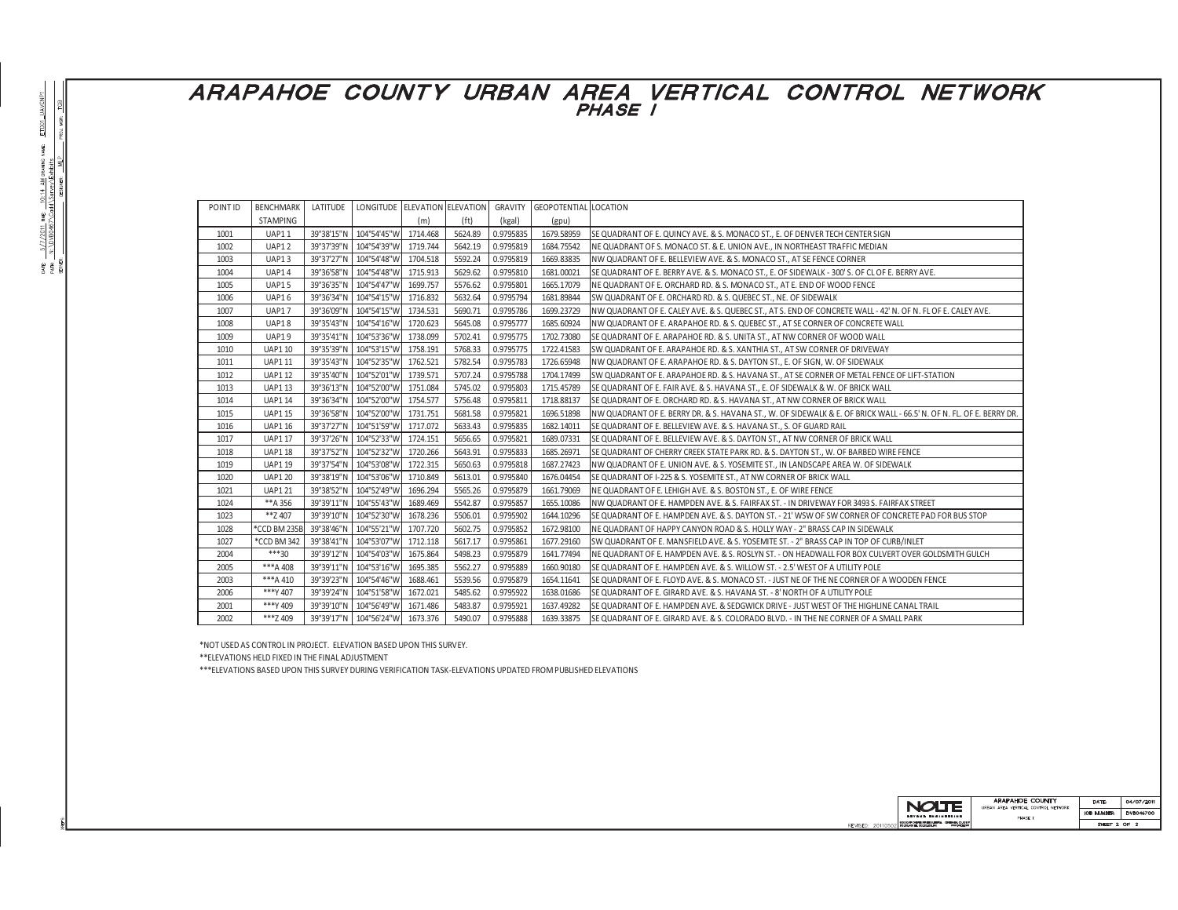# ARAPAHOE COUNTY URBAN AREA VERTICAL CONTROL NETWORK
## PHASE I

| POINT ID | BENCHMARK STAMPING | LATITUDE | LONGITUDE | ELEVATION (m) | ELEVATION (ft) | GRAVITY (kgal) | GEOPOTENTIAL (gpu) | LOCATION |
|---|---|---|---|---|---|---|---|---|
| 1001 | UAP1 1 | 39°38'15"N | 104°54'45"W | 1714.468 | 5624.89 | 0.9795835 | 1679.58959 | SE QUADRANT OF E. QUINCY AVE. & S. MONACO ST., E. OF DENVER TECH CENTER SIGN |
| 1002 | UAP1 2 | 39°37'39"N | 104°54'39"W | 1719.744 | 5642.19 | 0.9795819 | 1684.75542 | NE QUADRANT OF S. MONACO ST. & E. UNION AVE., IN NORTHEAST TRAFFIC MEDIAN |
| 1003 | UAP1 3 | 39°37'27"N | 104°54'48"W | 1704.518 | 5592.24 | 0.9795819 | 1669.83835 | NW QUADRANT OF E. BELLEVIEW AVE. & S. MONACO ST., AT SE FENCE CORNER |
| 1004 | UAP1 4 | 39°36'58"N | 104°54'48"W | 1715.913 | 5629.62 | 0.9795810 | 1681.00021 | SE QUADRANT OF E. BERRY AVE. & S. MONACO ST., E. OF SIDEWALK - 300' S. OF CL OF E. BERRY AVE. |
| 1005 | UAP1 5 | 39°36'35"N | 104°54'47"W | 1699.757 | 5576.62 | 0.9795801 | 1665.17079 | NE QUADRANT OF E. ORCHARD RD. & S. MONACO ST., AT E. END OF WOOD FENCE |
| 1006 | UAP1 6 | 39°36'34"N | 104°54'15"W | 1716.832 | 5632.64 | 0.9795794 | 1681.89844 | SW QUADRANT OF E. ORCHARD RD. & S. QUEBEC ST., NE. OF SIDEWALK |
| 1007 | UAP1 7 | 39°36'09"N | 104°54'15"W | 1734.531 | 5690.71 | 0.9795786 | 1699.23729 | NW QUADRANT OF E. CALEY AVE. & S. QUEBEC ST., AT S. END OF CONCRETE WALL - 42' N. OF N. FL OF E. CALEY AVE. |
| 1008 | UAP1 8 | 39°35'43"N | 104°54'16"W | 1720.623 | 5645.08 | 0.9795777 | 1685.60924 | NW QUADRANT OF E. ARAPAHOE RD. & S. QUEBEC ST., AT SE CORNER OF CONCRETE WALL |
| 1009 | UAP1 9 | 39°35'41"N | 104°53'36"W | 1738.099 | 5702.41 | 0.9795775 | 1702.73080 | SE QUADRANT OF E. ARAPAHOE RD. & S. UNITA ST., AT NW CORNER OF WOOD WALL |
| 1010 | UAP1 10 | 39°35'39"N | 104°53'15"W | 1758.191 | 5768.33 | 0.9795775 | 1722.41583 | SW QUADRANT OF E. ARAPAHOE RD. & S. XANTHIA ST., AT SW CORNER OF DRIVEWAY |
| 1011 | UAP1 11 | 39°35'43"N | 104°52'35"W | 1762.521 | 5782.54 | 0.9795783 | 1726.65948 | NW QUADRANT OF E. ARAPAHOE RD. & S. DAYTON ST., E. OF SIGN, W. OF SIDEWALK |
| 1012 | UAP1 12 | 39°35'40"N | 104°52'01"W | 1739.571 | 5707.24 | 0.9795788 | 1704.17499 | SW QUADRANT OF E. ARAPAHOE RD. & S. HAVANA ST., AT SE CORNER OF METAL FENCE OF LIFT-STATION |
| 1013 | UAP1 13 | 39°36'13"N | 104°52'00"W | 1751.084 | 5745.02 | 0.9795803 | 1715.45789 | SE QUADRANT OF E. FAIR AVE. & S. HAVANA ST., E. OF SIDEWALK & W. OF BRICK WALL |
| 1014 | UAP1 14 | 39°36'34"N | 104°52'00"W | 1754.577 | 5756.48 | 0.9795811 | 1718.88137 | SE QUADRANT OF E. ORCHARD RD. & S. HAVANA ST., AT NW CORNER OF BRICK WALL |
| 1015 | UAP1 15 | 39°36'58"N | 104°52'00"W | 1731.751 | 5681.58 | 0.9795821 | 1696.51898 | NW QUADRANT OF E. BERRY DR. & S. HAVANA ST., W. OF SIDEWALK & E. OF BRICK WALL - 66.5' N. OF N. FL. OF E. BERRY DR. |
| 1016 | UAP1 16 | 39°37'27"N | 104°51'59"W | 1717.072 | 5633.43 | 0.9795835 | 1682.14011 | SE QUADRANT OF E. BELLEVIEW AVE. & S. HAVANA ST., S. OF GUARD RAIL |
| 1017 | UAP1 17 | 39°37'26"N | 104°52'33"W | 1724.151 | 5656.65 | 0.9795821 | 1689.07331 | SE QUADRANT OF E. BELLEVIEW AVE. & S. DAYTON ST., AT NW CORNER OF BRICK WALL |
| 1018 | UAP1 18 | 39°37'52"N | 104°52'32"W | 1720.266 | 5643.91 | 0.9795833 | 1685.26971 | SE QUADRANT OF CHERRY CREEK STATE PARK RD. & S. DAYTON ST., W. OF BARBED WIRE FENCE |
| 1019 | UAP1 19 | 39°37'54"N | 104°53'08"W | 1722.315 | 5650.63 | 0.9795818 | 1687.27423 | NW QUADRANT OF E. UNION AVE. & S. YOSEMITE ST., IN LANDSCAPE AREA W. OF SIDEWALK |
| 1020 | UAP1 20 | 39°38'19"N | 104°53'06"W | 1710.849 | 5613.01 | 0.9795840 | 1676.04454 | SE QUADRANT OF I-225 & S. YOSEMITE ST., AT NW CORNER OF BRICK WALL |
| 1021 | UAP1 21 | 39°38'52"N | 104°52'49"W | 1696.294 | 5565.26 | 0.9795879 | 1661.79069 | NE QUADRANT OF E. LEHIGH AVE. & S. BOSTON ST., E. OF WIRE FENCE |
| 1024 | **A 356 | 39°39'11"N | 104°55'43"W | 1689.469 | 5542.87 | 0.9795857 | 1655.10086 | NW QUADRANT OF E. HAMPDEN AVE. & S. FAIRFAX ST. - IN DRIVEWAY FOR 3493 S. FAIRFAX STREET |
| 1023 | **Z 407 | 39°39'10"N | 104°52'30"W | 1678.236 | 5506.01 | 0.9795902 | 1644.10296 | SE QUADRANT OF E. HAMPDEN AVE. & S. DAYTON ST. - 21' WSW OF SW CORNER OF CONCRETE PAD FOR BUS STOP |
| 1028 | *CCD BM 235B | 39°38'46"N | 104°55'21"W | 1707.720 | 5602.75 | 0.9795852 | 1672.98100 | NE QUADRANT OF HAPPY CANYON ROAD & S. HOLLY WAY - 2" BRASS CAP IN SIDEWALK |
| 1027 | *CCD BM 342 | 39°38'41"N | 104°53'07"W | 1712.118 | 5617.17 | 0.9795861 | 1677.29160 | SW QUADRANT OF E. MANSFIELD AVE. & S. YOSEMITE ST. - 2" BRASS CAP IN TOP OF CURB/INLET |
| 2004 | ***30 | 39°39'12"N | 104°54'03"W | 1675.864 | 5498.23 | 0.9795879 | 1641.77494 | NE QUADRANT OF E. HAMPDEN AVE. & S. ROSLYN ST. - ON HEADWALL FOR BOX CULVERT OVER GOLDSMITH GULCH |
| 2005 | ***A 408 | 39°39'11"N | 104°53'16"W | 1695.385 | 5562.27 | 0.9795889 | 1660.90180 | SE QUADRANT OF E. HAMPDEN AVE. & S. WILLOW ST. - 2.5' WEST OF A UTILITY POLE |
| 2003 | ***A 410 | 39°39'23"N | 104°54'46"W | 1688.461 | 5539.56 | 0.9795879 | 1654.11641 | SE QUADRANT OF E. FLOYD AVE. & S. MONACO ST. - JUST NE OF THE NE CORNER OF A WOODEN FENCE |
| 2006 | ***Y 407 | 39°39'24"N | 104°51'58"W | 1672.021 | 5485.62 | 0.9795922 | 1638.01686 | SE QUADRANT OF E. GIRARD AVE. & S. HAVANA ST. - 8' NORTH OF A UTILITY POLE |
| 2001 | ***Y 409 | 39°39'10"N | 104°56'49"W | 1671.486 | 5483.87 | 0.9795921 | 1637.49282 | SE QUADRANT OF E. HAMPDEN AVE. & SEDGWICK DRIVE - JUST WEST OF THE HIGHLINE CANAL TRAIL |
| 2002 | ***Z 409 | 39°39'17"N | 104°56'24"W | 1673.376 | 5490.07 | 0.9795888 | 1639.33875 | SE QUADRANT OF E. GIRARD AVE. & S. COLORADO BLVD. - IN THE NE CORNER OF A SMALL PARK |

*NOT USED AS CONTROL IN PROJECT. ELEVATION BASED UPON THIS SURVEY.

**ELEVATIONS HELD FIXED IN THE FINAL ADJUSTMENT

***ELEVATIONS BASED UPON THIS SURVEY DURING VERIFICATION TASK-ELEVATIONS UPDATED FROM PUBLISHED ELEVATIONS

REVISED: 20110502

NOLTE

ARAPAHOE COUNTY
URBAN AREA VERTICAL CONTROL NETWORK
PHASE I

DATE: 04/07/2011
JOB NUMBER: DVB046700
SHEET 2 OF 2